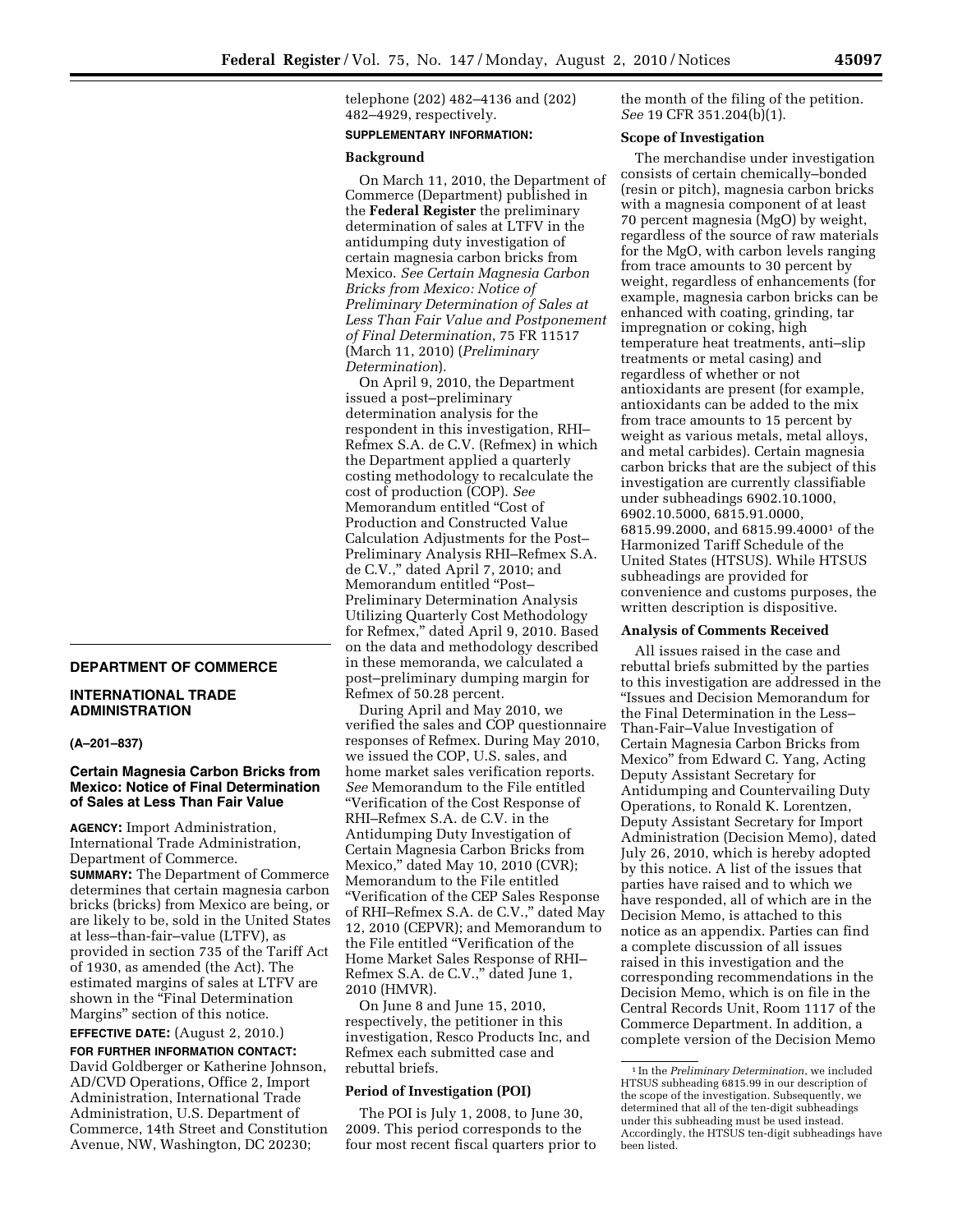## DEPARTMENT OF COMMERCE

## INTERNATIONAL TRADE ADMINISTRATION

**(A–201–837)**

### Certain Magnesia Carbon Bricks from Mexico: Notice of Final Determination of Sales at Less Than Fair Value

**AGENCY:** Import Administration, International Trade Administration, Department of Commerce.

**SUMMARY:** The Department of Commerce determines that certain magnesia carbon bricks (bricks) from Mexico are being, or are likely to be, sold in the United States at less–than–fair–value (LTFV), as provided in section 735 of the Tariff Act of 1930, as amended (the Act). The estimated margins of sales at LTFV are shown in the "Final Determination Margins" section of this notice.

**EFFECTIVE DATE:** (August 2, 2010.)

**FOR FURTHER INFORMATION CONTACT:** David Goldberger or Katherine Johnson, AD/CVD Operations, Office 2, Import Administration, International Trade Administration, U.S. Department of Commerce, 14th Street and Constitution Avenue, NW, Washington, DC 20230; telephone (202) 482–4136 and (202) 482–4929, respectively.

**SUPPLEMENTARY INFORMATION:**

**Background**

On March 11, 2010, the Department of Commerce (Department) published in the **Federal Register** the preliminary determination of sales at LTFV in the antidumping duty investigation of certain magnesia carbon bricks from Mexico. *See Certain Magnesia Carbon Bricks from Mexico: Notice of Preliminary Determination of Sales at Less Than Fair Value and Postponement of Final Determination*, 75 FR 11517 (March 11, 2010) (*Preliminary Determination*).

On April 9, 2010, the Department issued a post–preliminary determination analysis for the respondent in this investigation, RHI–Refmex S.A. de C.V. (Refmex) in which the Department applied a quarterly costing methodology to recalculate the cost of production (COP). *See* Memorandum entitled "Cost of Production and Constructed Value Calculation Adjustments for the Post–Preliminary Analysis RHI–Refmex S.A. de C.V.," dated April 7, 2010; and Memorandum entitled "Post–Preliminary Determination Analysis Utilizing Quarterly Cost Methodology for Refmex," dated April 9, 2010. Based on the data and methodology described in these memoranda, we calculated a post–preliminary dumping margin for Refmex of 50.28 percent.

During April and May 2010, we verified the sales and COP questionnaire responses of Refmex. During May 2010, we issued the COP, U.S. sales, and home market sales verification reports. *See* Memorandum to the File entitled "Verification of the Cost Response of RHI–Refmex S.A. de C.V. in the Antidumping Duty Investigation of Certain Magnesia Carbon Bricks from Mexico," dated May 10, 2010 (CVR); Memorandum to the File entitled "Verification of the CEP Sales Response of RHI–Refmex S.A. de C.V.," dated May 12, 2010 (CEPVR); and Memorandum to the File entitled "Verification of the Home Market Sales Response of RHI–Refmex S.A. de C.V.," dated June 1, 2010 (HMVR).

On June 8 and June 15, 2010, respectively, the petitioner in this investigation, Resco Products Inc, and Refmex each submitted case and rebuttal briefs.

**Period of Investigation (POI)**

The POI is July 1, 2008, to June 30, 2009. This period corresponds to the four most recent fiscal quarters prior to the month of the filing of the petition. *See* 19 CFR 351.204(b)(1).

**Scope of Investigation**

The merchandise under investigation consists of certain chemically–bonded (resin or pitch), magnesia carbon bricks with a magnesia component of at least 70 percent magnesia (MgO) by weight, regardless of the source of raw materials for the MgO, with carbon levels ranging from trace amounts to 30 percent by weight, regardless of enhancements (for example, magnesia carbon bricks can be enhanced with coating, grinding, tar impregnation or coking, high temperature heat treatments, anti–slip treatments or metal casing) and regardless of whether or not antioxidants are present (for example, antioxidants can be added to the mix from trace amounts to 15 percent by weight as various metals, metal alloys, and metal carbides). Certain magnesia carbon bricks that are the subject of this investigation are currently classifiable under subheadings 6902.10.1000, 6902.10.5000, 6815.91.0000, 6815.99.2000, and 6815.99.4000[1] of the Harmonized Tariff Schedule of the United States (HTSUS). While HTSUS subheadings are provided for convenience and customs purposes, the written description is dispositive.

**Analysis of Comments Received**

All issues raised in the case and rebuttal briefs submitted by the parties to this investigation are addressed in the "Issues and Decision Memorandum for the Final Determination in the Less–Than–Fair–Value Investigation of Certain Magnesia Carbon Bricks from Mexico" from Edward C. Yang, Acting Deputy Assistant Secretary for Antidumping and Countervailing Duty Operations, to Ronald K. Lorentzen, Deputy Assistant Secretary for Import Administration (Decision Memo), dated July 26, 2010, which is hereby adopted by this notice. A list of the issues that parties have raised and to which we have responded, all of which are in the Decision Memo, is attached to this notice as an appendix. Parties can find a complete discussion of all issues raised in this investigation and the corresponding recommendations in the Decision Memo, which is on file in the Central Records Unit, Room 1117 of the Commerce Department. In addition, a complete version of the Decision Memo

[1] In the *Preliminary Determination*, we included HTSUS subheading 6815.99 in our description of the scope of the investigation. Subsequently, we determined that all of the ten-digit subheadings under this subheading must be used instead. Accordingly, the HTSUS ten-digit subheadings have been listed.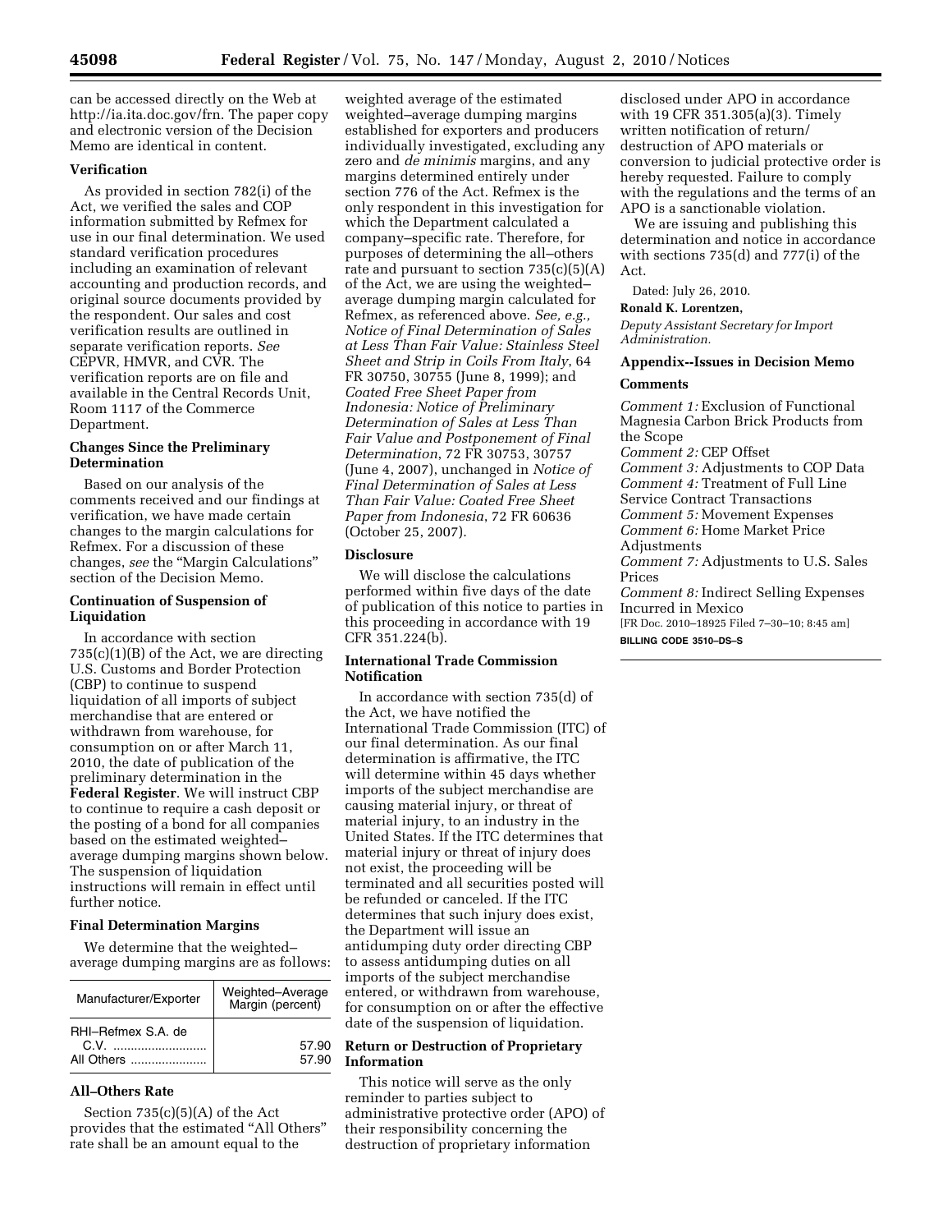can be accessed directly on the Web at http://ia.ita.doc.gov/frn. The paper copy and electronic version of the Decision Memo are identical in content.

**Verification**

As provided in section 782(i) of the Act, we verified the sales and COP information submitted by Refmex for use in our final determination. We used standard verification procedures including an examination of relevant accounting and production records, and original source documents provided by the respondent. Our sales and cost verification results are outlined in separate verification reports. *See* CEPVR, HMVR, and CVR. The verification reports are on file and available in the Central Records Unit, Room 1117 of the Commerce Department.

**Changes Since the Preliminary Determination**

Based on our analysis of the comments received and our findings at verification, we have made certain changes to the margin calculations for Refmex. For a discussion of these changes, *see* the "Margin Calculations" section of the Decision Memo.

**Continuation of Suspension of Liquidation**

In accordance with section 735(c)(1)(B) of the Act, we are directing U.S. Customs and Border Protection (CBP) to continue to suspend liquidation of all imports of subject merchandise that are entered or withdrawn from warehouse, for consumption on or after March 11, 2010, the date of publication of the preliminary determination in the **Federal Register**. We will instruct CBP to continue to require a cash deposit or the posting of a bond for all companies based on the estimated weighted–average dumping margins shown below. The suspension of liquidation instructions will remain in effect until further notice.

**Final Determination Margins**

We determine that the weighted–average dumping margins are as follows:

| Manufacturer/Exporter | Weighted–Average Margin (percent) |
| --- | --- |
| RHI–Refmex S.A. de C.V. | 57.90 |
| All Others | 57.90 |

**All–Others Rate**

Section 735(c)(5)(A) of the Act provides that the estimated "All Others" rate shall be an amount equal to the weighted average of the estimated weighted–average dumping margins established for exporters and producers individually investigated, excluding any zero and *de minimis* margins, and any margins determined entirely under section 776 of the Act. Refmex is the only respondent in this investigation for which the Department calculated a company–specific rate. Therefore, for purposes of determining the all–others rate and pursuant to section 735(c)(5)(A) of the Act, we are using the weighted–average dumping margin calculated for Refmex, as referenced above. *See, e.g., Notice of Final Determination of Sales at Less Than Fair Value: Stainless Steel Sheet and Strip in Coils From Italy*, 64 FR 30750, 30755 (June 8, 1999); and *Coated Free Sheet Paper from Indonesia: Notice of Preliminary Determination of Sales at Less Than Fair Value and Postponement of Final Determination*, 72 FR 30753, 30757 (June 4, 2007), unchanged in *Notice of Final Determination of Sales at Less Than Fair Value: Coated Free Sheet Paper from Indonesia*, 72 FR 60636 (October 25, 2007).

**Disclosure**

We will disclose the calculations performed within five days of the date of publication of this notice to parties in this proceeding in accordance with 19 CFR 351.224(b).

**International Trade Commission Notification**

In accordance with section 735(d) of the Act, we have notified the International Trade Commission (ITC) of our final determination. As our final determination is affirmative, the ITC will determine within 45 days whether imports of the subject merchandise are causing material injury, or threat of material injury, to an industry in the United States. If the ITC determines that material injury or threat of injury does not exist, the proceeding will be terminated and all securities posted will be refunded or canceled. If the ITC determines that such injury does exist, the Department will issue an antidumping duty order directing CBP to assess antidumping duties on all imports of the subject merchandise entered, or withdrawn from warehouse, for consumption on or after the effective date of the suspension of liquidation.

**Return or Destruction of Proprietary Information**

This notice will serve as the only reminder to parties subject to administrative protective order (APO) of their responsibility concerning the destruction of proprietary information disclosed under APO in accordance with 19 CFR 351.305(a)(3). Timely written notification of return/destruction of APO materials or conversion to judicial protective order is hereby requested. Failure to comply with the regulations and the terms of an APO is a sanctionable violation.

We are issuing and publishing this determination and notice in accordance with sections 735(d) and 777(i) of the Act.

Dated: July 26, 2010.

**Ronald K. Lorentzen,**

*Deputy Assistant Secretary for Import Administration.*

**Appendix--Issues in Decision Memo**

**Comments**

*Comment 1:* Exclusion of Functional Magnesia Carbon Brick Products from the Scope

*Comment 2:* CEP Offset

*Comment 3:* Adjustments to COP Data

*Comment 4:* Treatment of Full Line Service Contract Transactions

*Comment 5:* Movement Expenses

*Comment 6:* Home Market Price Adjustments

*Comment 7:* Adjustments to U.S. Sales Prices

*Comment 8:* Indirect Selling Expenses Incurred in Mexico

[FR Doc. 2010–18925 Filed 7–30–10; 8:45 am]

**BILLING CODE 3510–DS–S**